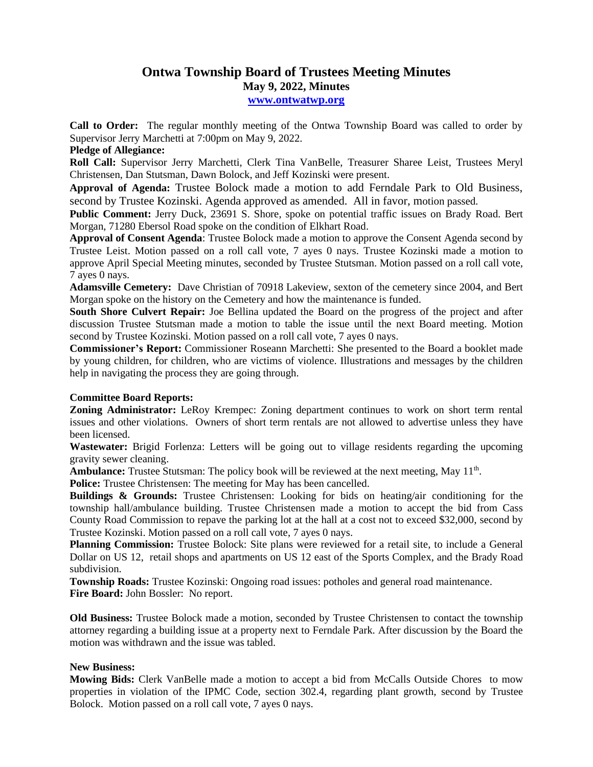# Ontwa Township Board of Trustees Meeting Minutes
## May 9, 2022, Minutes
### www.ontwatwp.org

**Call to Order:** The regular monthly meeting of the Ontwa Township Board was called to order by Supervisor Jerry Marchetti at 7:00pm on May 9, 2022.

**Pledge of Allegiance:**

**Roll Call:** Supervisor Jerry Marchetti, Clerk Tina VanBelle, Treasurer Sharee Leist, Trustees Meryl Christensen, Dan Stutsman, Dawn Bolock, and Jeff Kozinski were present.

**Approval of Agenda:** Trustee Bolock made a motion to add Ferndale Park to Old Business, second by Trustee Kozinski. Agenda approved as amended. All in favor, motion passed.

**Public Comment:** Jerry Duck, 23691 S. Shore, spoke on potential traffic issues on Brady Road. Bert Morgan, 71280 Ebersol Road spoke on the condition of Elkhart Road.

**Approval of Consent Agenda**: Trustee Bolock made a motion to approve the Consent Agenda second by Trustee Leist. Motion passed on a roll call vote, 7 ayes 0 nays. Trustee Kozinski made a motion to approve April Special Meeting minutes, seconded by Trustee Stutsman. Motion passed on a roll call vote, 7 ayes 0 nays.

**Adamsville Cemetery:** Dave Christian of 70918 Lakeview, sexton of the cemetery since 2004, and Bert Morgan spoke on the history on the Cemetery and how the maintenance is funded.

**South Shore Culvert Repair:** Joe Bellina updated the Board on the progress of the project and after discussion Trustee Stutsman made a motion to table the issue until the next Board meeting. Motion second by Trustee Kozinski. Motion passed on a roll call vote, 7 ayes 0 nays.

**Commissioner's Report:** Commissioner Roseann Marchetti: She presented to the Board a booklet made by young children, for children, who are victims of violence. Illustrations and messages by the children help in navigating the process they are going through.

**Committee Board Reports:**

**Zoning Administrator:** LeRoy Krempec: Zoning department continues to work on short term rental issues and other violations. Owners of short term rentals are not allowed to advertise unless they have been licensed.

**Wastewater:** Brigid Forlenza: Letters will be going out to village residents regarding the upcoming gravity sewer cleaning.

**Ambulance:** Trustee Stutsman: The policy book will be reviewed at the next meeting, May 11th.

**Police:** Trustee Christensen: The meeting for May has been cancelled.

**Buildings & Grounds:** Trustee Christensen: Looking for bids on heating/air conditioning for the township hall/ambulance building. Trustee Christensen made a motion to accept the bid from Cass County Road Commission to repave the parking lot at the hall at a cost not to exceed $32,000, second by Trustee Kozinski. Motion passed on a roll call vote, 7 ayes 0 nays.

**Planning Commission:** Trustee Bolock: Site plans were reviewed for a retail site, to include a General Dollar on US 12, retail shops and apartments on US 12 east of the Sports Complex, and the Brady Road subdivision.

**Township Roads:** Trustee Kozinski: Ongoing road issues: potholes and general road maintenance.

**Fire Board:** John Bossler: No report.

**Old Business:** Trustee Bolock made a motion, seconded by Trustee Christensen to contact the township attorney regarding a building issue at a property next to Ferndale Park. After discussion by the Board the motion was withdrawn and the issue was tabled.

**New Business:**

**Mowing Bids:** Clerk VanBelle made a motion to accept a bid from McCalls Outside Chores to mow properties in violation of the IPMC Code, section 302.4, regarding plant growth, second by Trustee Bolock. Motion passed on a roll call vote, 7 ayes 0 nays.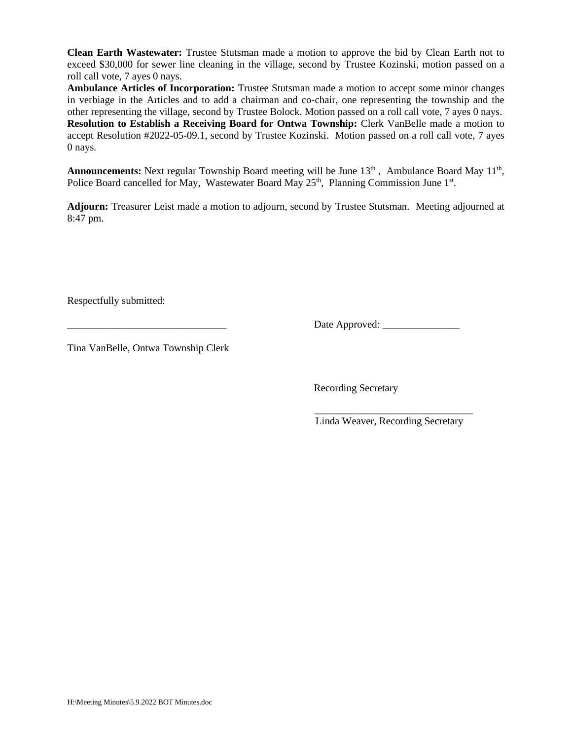**Clean Earth Wastewater:** Trustee Stutsman made a motion to approve the bid by Clean Earth not to exceed $30,000 for sewer line cleaning in the village, second by Trustee Kozinski, motion passed on a roll call vote, 7 ayes 0 nays.

**Ambulance Articles of Incorporation:** Trustee Stutsman made a motion to accept some minor changes in verbiage in the Articles and to add a chairman and co-chair, one representing the township and the other representing the village, second by Trustee Bolock. Motion passed on a roll call vote, 7 ayes 0 nays.

**Resolution to Establish a Receiving Board for Ontwa Township:** Clerk VanBelle made a motion to accept Resolution #2022-05-09.1, second by Trustee Kozinski. Motion passed on a roll call vote, 7 ayes 0 nays.

**Announcements:** Next regular Township Board meeting will be June 13th , Ambulance Board May 11th, Police Board cancelled for May, Wastewater Board May 25th, Planning Commission June 1st.

**Adjourn:** Treasurer Leist made a motion to adjourn, second by Trustee Stutsman. Meeting adjourned at 8:47 pm.

Respectfully submitted:

_______________________________ Date Approved: _______________

Tina VanBelle, Ontwa Township Clerk

Recording Secretary

_______________________________

Linda Weaver, Recording Secretary

H:\Meeting Minutes\5.9.2022 BOT Minutes.doc